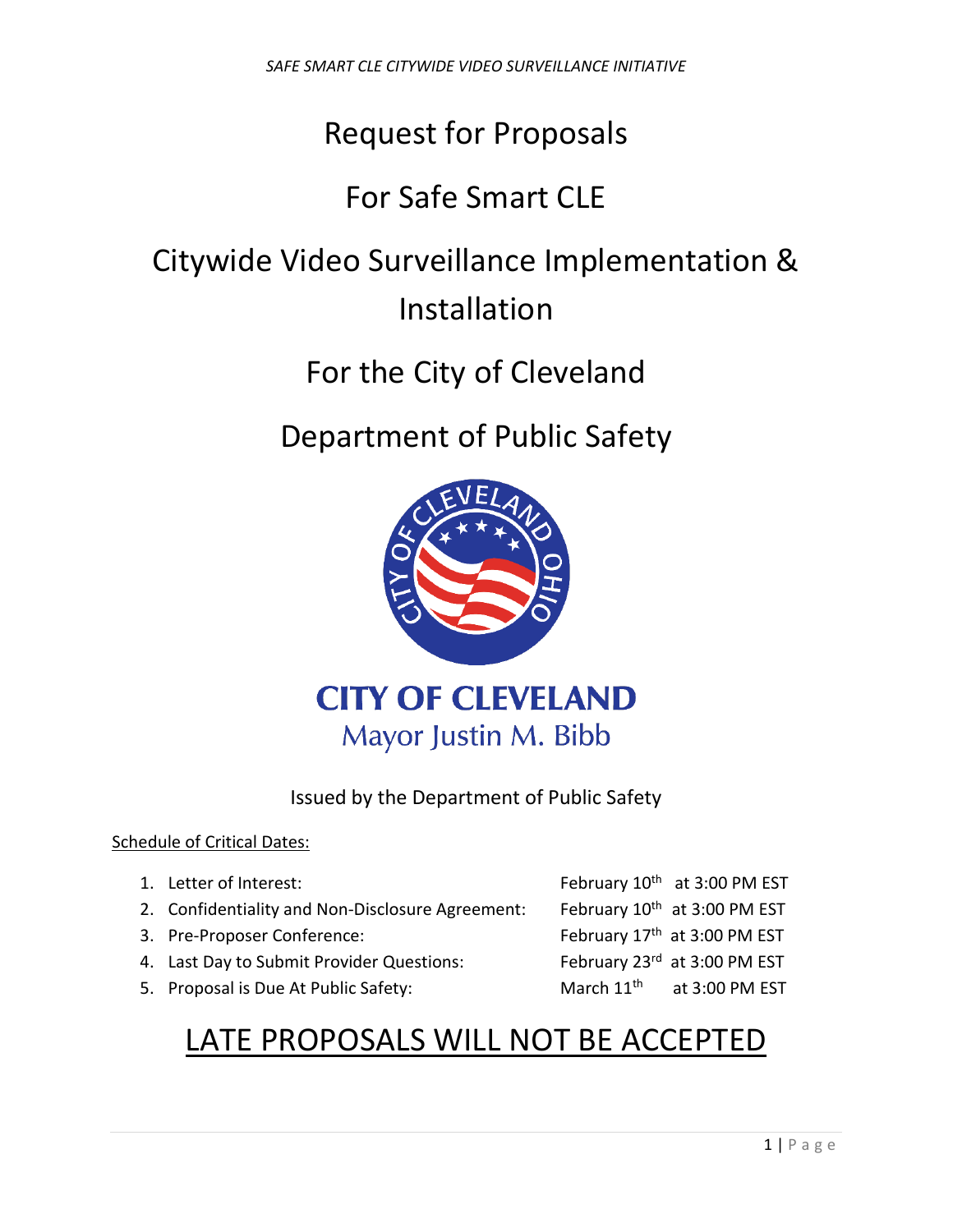# Request for Proposals

# For Safe Smart CLE

# Citywide Video Surveillance Implementation & Installation

# For the City of Cleveland

# Department of Public Safety

**CITY OF CLEVELAND**
Mayor Justin M. Bibb

Issued by the Department of Public Safety

Schedule of Critical Dates:

1. Letter of Interest: February 10th at 3:00 PM EST
2. Confidentiality and Non-Disclosure Agreement: February 10th at 3:00 PM EST
3. Pre-Proposer Conference: February 17th at 3:00 PM EST
4. Last Day to Submit Provider Questions: February 23rd at 3:00 PM EST
5. Proposal is Due At Public Safety: March 11th at 3:00 PM EST

# LATE PROPOSALS WILL NOT BE ACCEPTED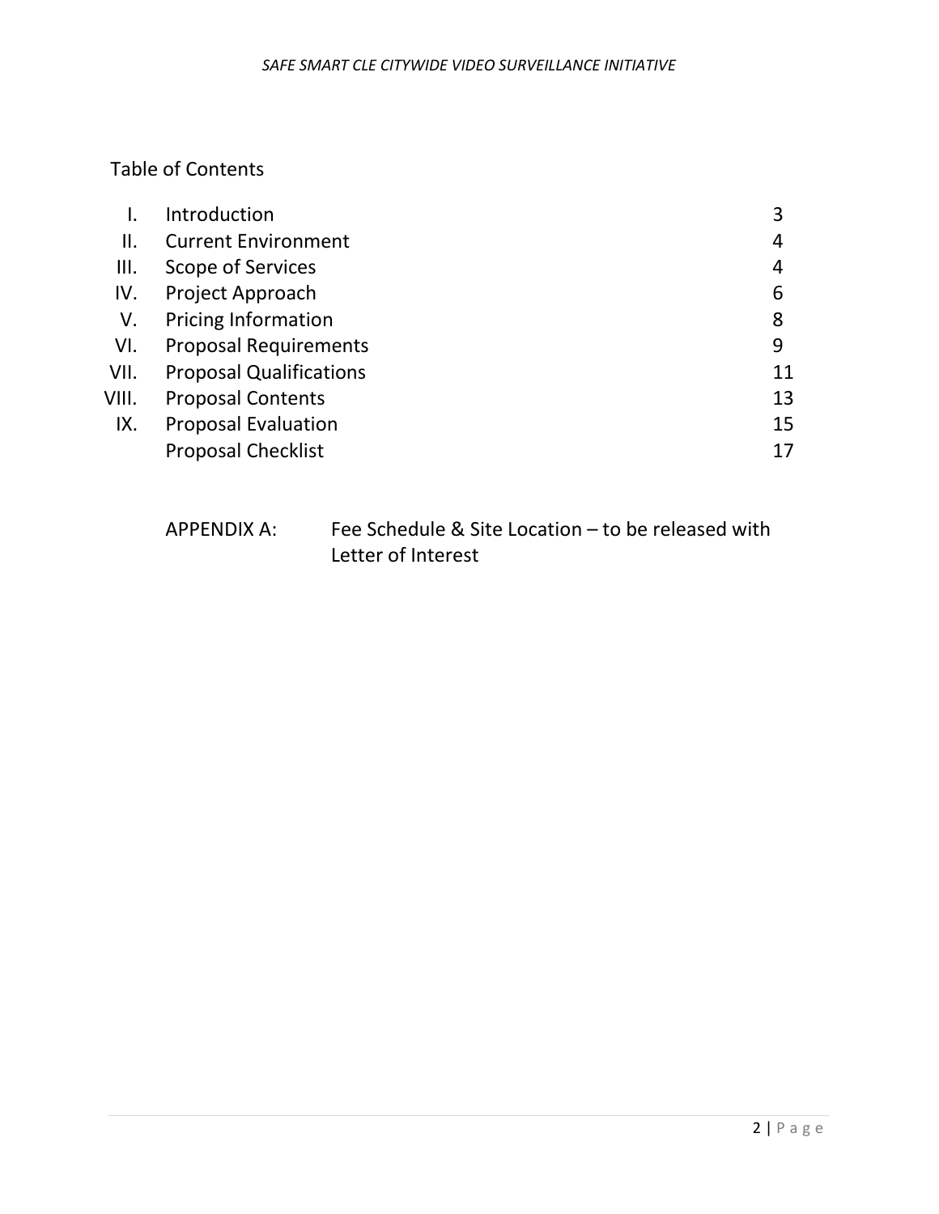## Table of Contents

| | | |
|---|---|---|
| I. | Introduction | 3 |
| II. | Current Environment | 4 |
| III. | Scope of Services | 4 |
| IV. | Project Approach | 6 |
| V. | Pricing Information | 8 |
| VI. | Proposal Requirements | 9 |
| VII. | Proposal Qualifications | 11 |
| VIII. | Proposal Contents | 13 |
| IX. | Proposal Evaluation | 15 |
| | Proposal Checklist | 17 |

APPENDIX A: Fee Schedule & Site Location – to be released with Letter of Interest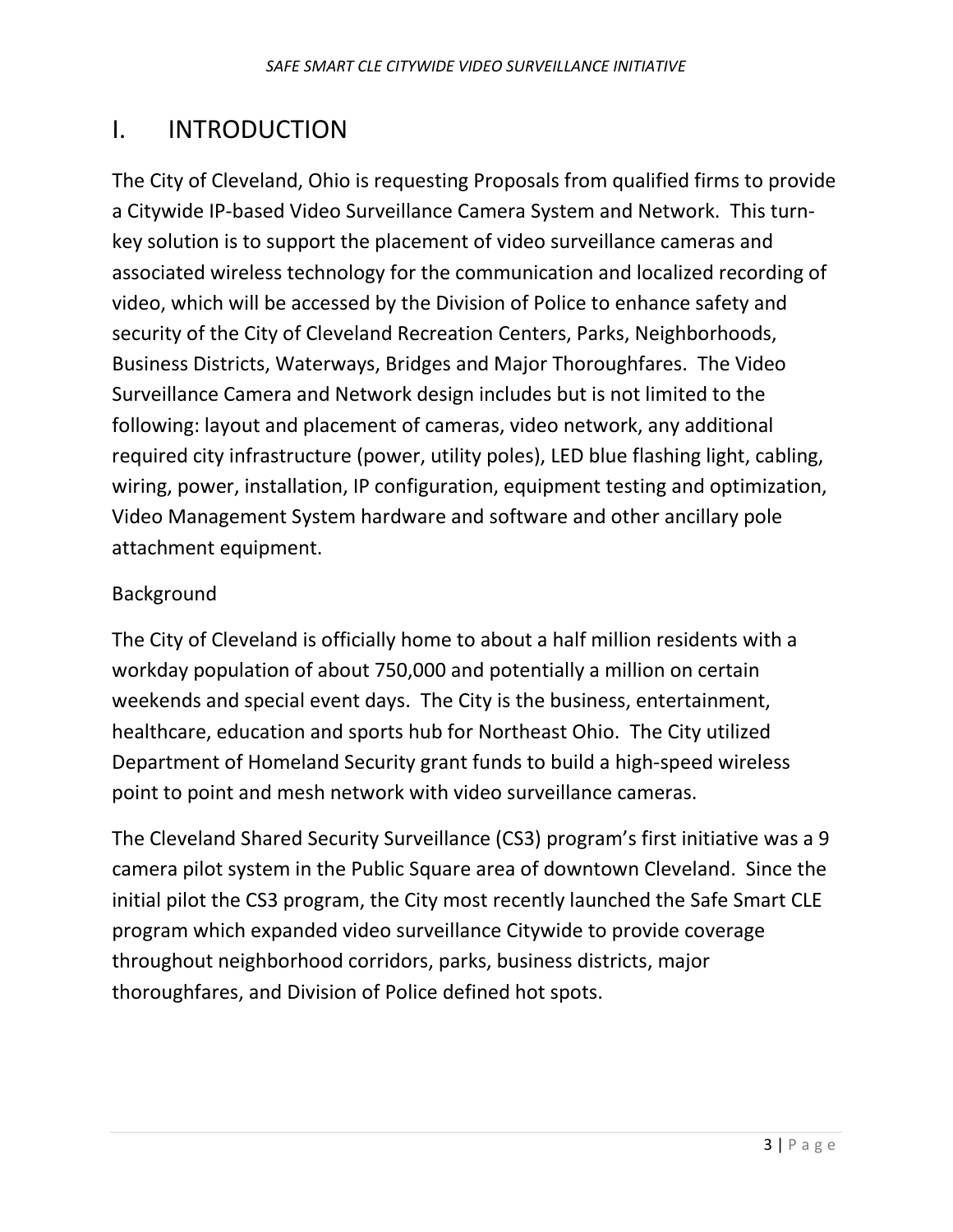# I. INTRODUCTION

The City of Cleveland, Ohio is requesting Proposals from qualified firms to provide a Citywide IP-based Video Surveillance Camera System and Network. This turn-key solution is to support the placement of video surveillance cameras and associated wireless technology for the communication and localized recording of video, which will be accessed by the Division of Police to enhance safety and security of the City of Cleveland Recreation Centers, Parks, Neighborhoods, Business Districts, Waterways, Bridges and Major Thoroughfares. The Video Surveillance Camera and Network design includes but is not limited to the following: layout and placement of cameras, video network, any additional required city infrastructure (power, utility poles), LED blue flashing light, cabling, wiring, power, installation, IP configuration, equipment testing and optimization, Video Management System hardware and software and other ancillary pole attachment equipment.

Background

The City of Cleveland is officially home to about a half million residents with a workday population of about 750,000 and potentially a million on certain weekends and special event days. The City is the business, entertainment, healthcare, education and sports hub for Northeast Ohio. The City utilized Department of Homeland Security grant funds to build a high-speed wireless point to point and mesh network with video surveillance cameras.

The Cleveland Shared Security Surveillance (CS3) program's first initiative was a 9 camera pilot system in the Public Square area of downtown Cleveland. Since the initial pilot the CS3 program, the City most recently launched the Safe Smart CLE program which expanded video surveillance Citywide to provide coverage throughout neighborhood corridors, parks, business districts, major thoroughfares, and Division of Police defined hot spots.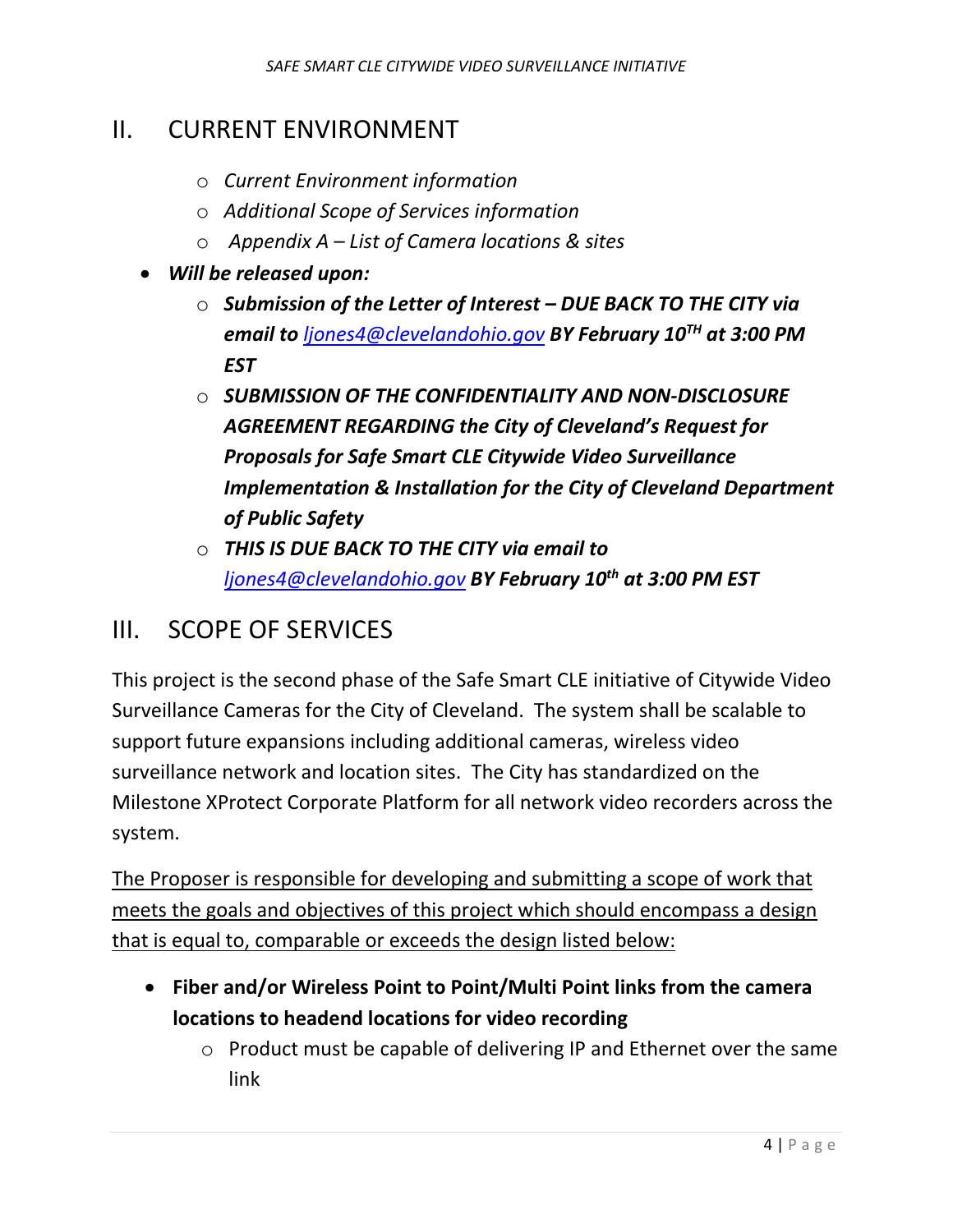## II. CURRENT ENVIRONMENT

- *Current Environment information*
- *Additional Scope of Services information*
- *Appendix A – List of Camera locations & sites*

- ***Will be released upon:***
  - ***Submission of the Letter of Interest – DUE BACK TO THE CITY via email to [ljones4@clevelandohio.gov](mailto:ljones4@clevelandohio.gov) BY February 10TH at 3:00 PM EST***
  - ***SUBMISSION OF THE CONFIDENTIALITY AND NON-DISCLOSURE AGREEMENT REGARDING the City of Cleveland's Request for Proposals for Safe Smart CLE Citywide Video Surveillance Implementation & Installation for the City of Cleveland Department of Public Safety***
  - ***THIS IS DUE BACK TO THE CITY via email to [ljones4@clevelandohio.gov](mailto:ljones4@clevelandohio.gov) BY February 10th at 3:00 PM EST***

## III. SCOPE OF SERVICES

This project is the second phase of the Safe Smart CLE initiative of Citywide Video Surveillance Cameras for the City of Cleveland. The system shall be scalable to support future expansions including additional cameras, wireless video surveillance network and location sites. The City has standardized on the Milestone XProtect Corporate Platform for all network video recorders across the system.

<u>The Proposer is responsible for developing and submitting a scope of work that meets the goals and objectives of this project which should encompass a design that is equal to, comparable or exceeds the design listed below:</u>

- **Fiber and/or Wireless Point to Point/Multi Point links from the camera locations to headend locations for video recording**
  - Product must be capable of delivering IP and Ethernet over the same link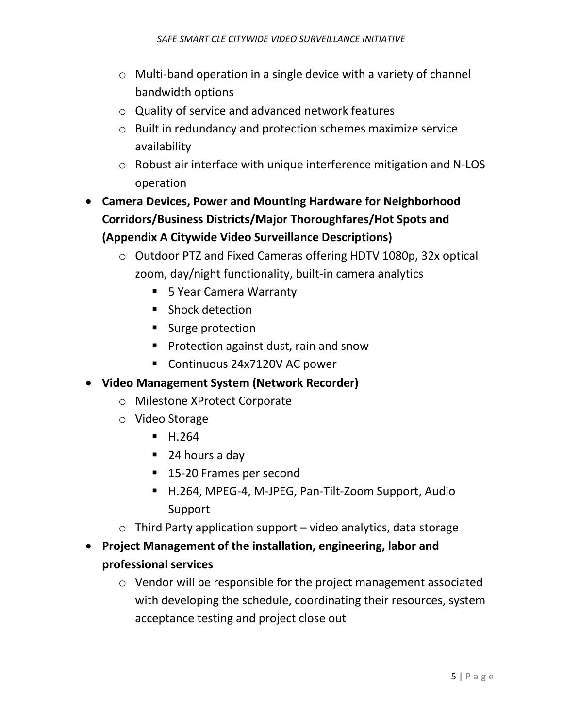- Multi-band operation in a single device with a variety of channel bandwidth options
  - Quality of service and advanced network features
  - Built in redundancy and protection schemes maximize service availability
  - Robust air interface with unique interference mitigation and N-LOS operation
- **Camera Devices, Power and Mounting Hardware for Neighborhood Corridors/Business Districts/Major Thoroughfares/Hot Spots and (Appendix A Citywide Video Surveillance Descriptions)**
  - Outdoor PTZ and Fixed Cameras offering HDTV 1080p, 32x optical zoom, day/night functionality, built-in camera analytics
    - 5 Year Camera Warranty
    - Shock detection
    - Surge protection
    - Protection against dust, rain and snow
    - Continuous 24x7120V AC power
- **Video Management System (Network Recorder)**
  - Milestone XProtect Corporate
  - Video Storage
    - H.264
    - 24 hours a day
    - 15-20 Frames per second
    - H.264, MPEG-4, M-JPEG, Pan-Tilt-Zoom Support, Audio Support
  - Third Party application support – video analytics, data storage
- **Project Management of the installation, engineering, labor and professional services**
  - Vendor will be responsible for the project management associated with developing the schedule, coordinating their resources, system acceptance testing and project close out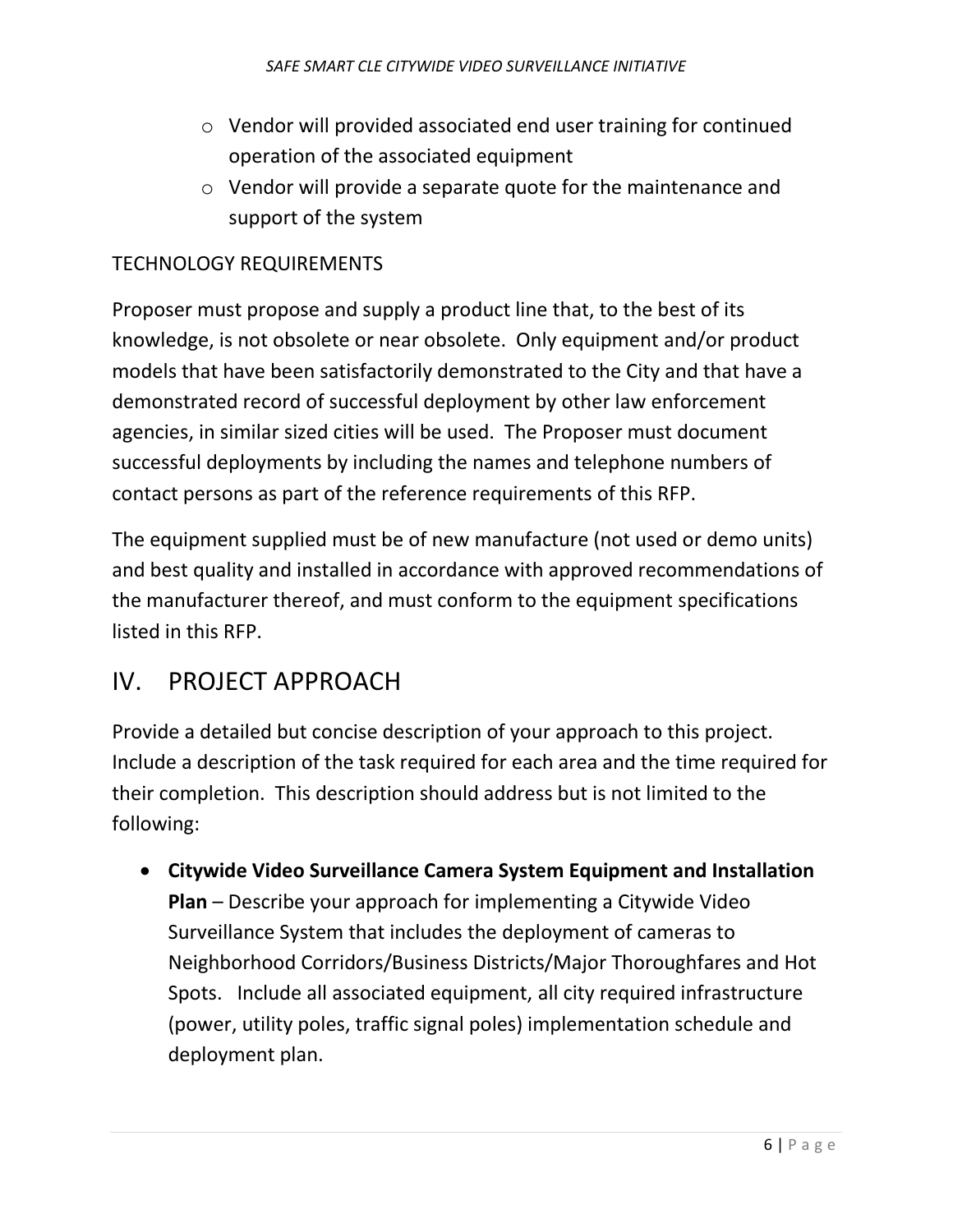- Vendor will provided associated end user training for continued operation of the associated equipment
- Vendor will provide a separate quote for the maintenance and support of the system

TECHNOLOGY REQUIREMENTS

Proposer must propose and supply a product line that, to the best of its knowledge, is not obsolete or near obsolete. Only equipment and/or product models that have been satisfactorily demonstrated to the City and that have a demonstrated record of successful deployment by other law enforcement agencies, in similar sized cities will be used. The Proposer must document successful deployments by including the names and telephone numbers of contact persons as part of the reference requirements of this RFP.

The equipment supplied must be of new manufacture (not used or demo units) and best quality and installed in accordance with approved recommendations of the manufacturer thereof, and must conform to the equipment specifications listed in this RFP.

# IV. PROJECT APPROACH

Provide a detailed but concise description of your approach to this project. Include a description of the task required for each area and the time required for their completion. This description should address but is not limited to the following:

- **Citywide Video Surveillance Camera System Equipment and Installation Plan** – Describe your approach for implementing a Citywide Video Surveillance System that includes the deployment of cameras to Neighborhood Corridors/Business Districts/Major Thoroughfares and Hot Spots. Include all associated equipment, all city required infrastructure (power, utility poles, traffic signal poles) implementation schedule and deployment plan.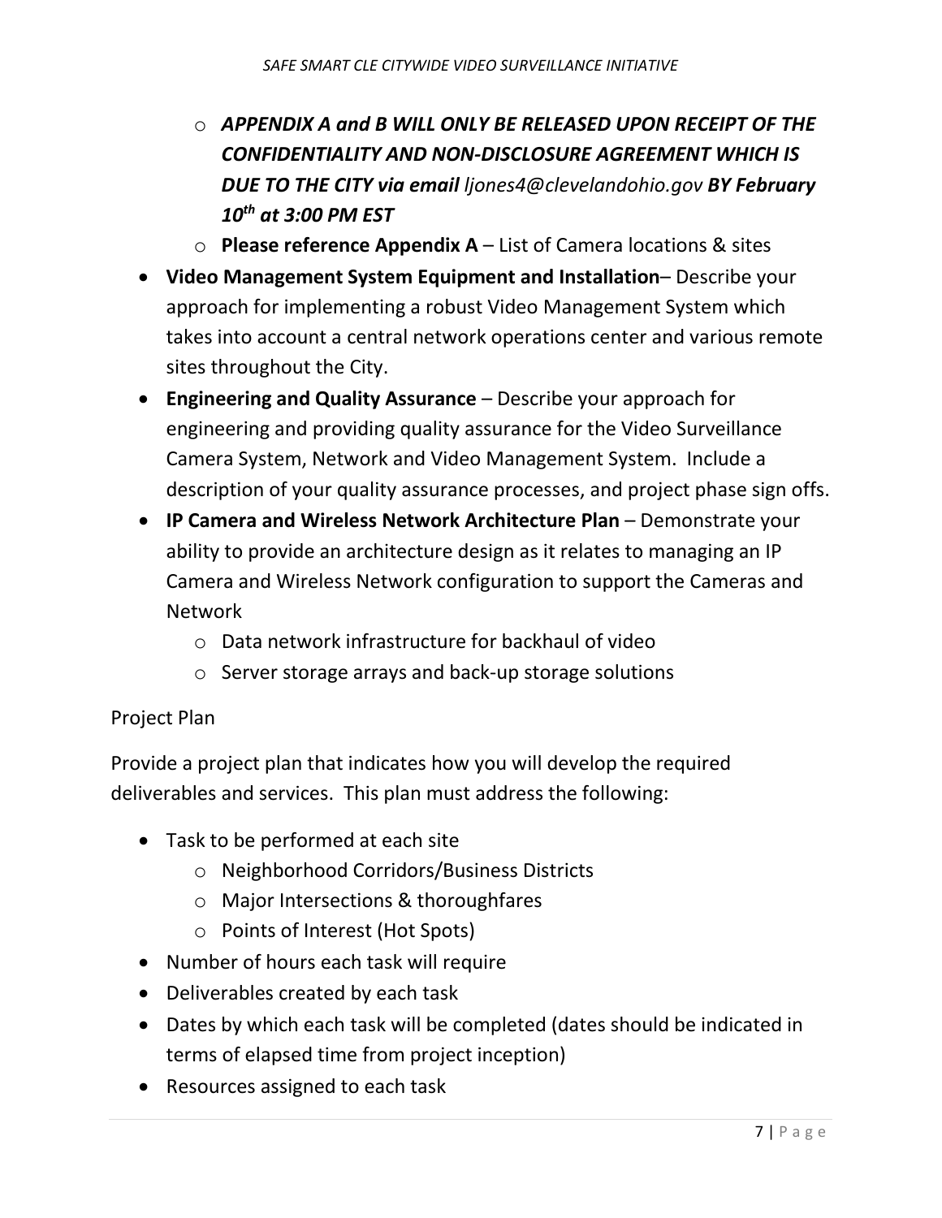- ***APPENDIX A and B WILL ONLY BE RELEASED UPON RECEIPT OF THE CONFIDENTIALITY AND NON-DISCLOSURE AGREEMENT WHICH IS DUE TO THE CITY via email** ljones4@clevelandohio.gov **BY February 10th at 3:00 PM EST***
  - **Please reference Appendix A** – List of Camera locations & sites
- **Video Management System Equipment and Installation**– Describe your approach for implementing a robust Video Management System which takes into account a central network operations center and various remote sites throughout the City.
- **Engineering and Quality Assurance** – Describe your approach for engineering and providing quality assurance for the Video Surveillance Camera System, Network and Video Management System. Include a description of your quality assurance processes, and project phase sign offs.
- **IP Camera and Wireless Network Architecture Plan** – Demonstrate your ability to provide an architecture design as it relates to managing an IP Camera and Wireless Network configuration to support the Cameras and Network
  - Data network infrastructure for backhaul of video
  - Server storage arrays and back-up storage solutions

Project Plan

Provide a project plan that indicates how you will develop the required deliverables and services. This plan must address the following:

- Task to be performed at each site
  - Neighborhood Corridors/Business Districts
  - Major Intersections & thoroughfares
  - Points of Interest (Hot Spots)
- Number of hours each task will require
- Deliverables created by each task
- Dates by which each task will be completed (dates should be indicated in terms of elapsed time from project inception)
- Resources assigned to each task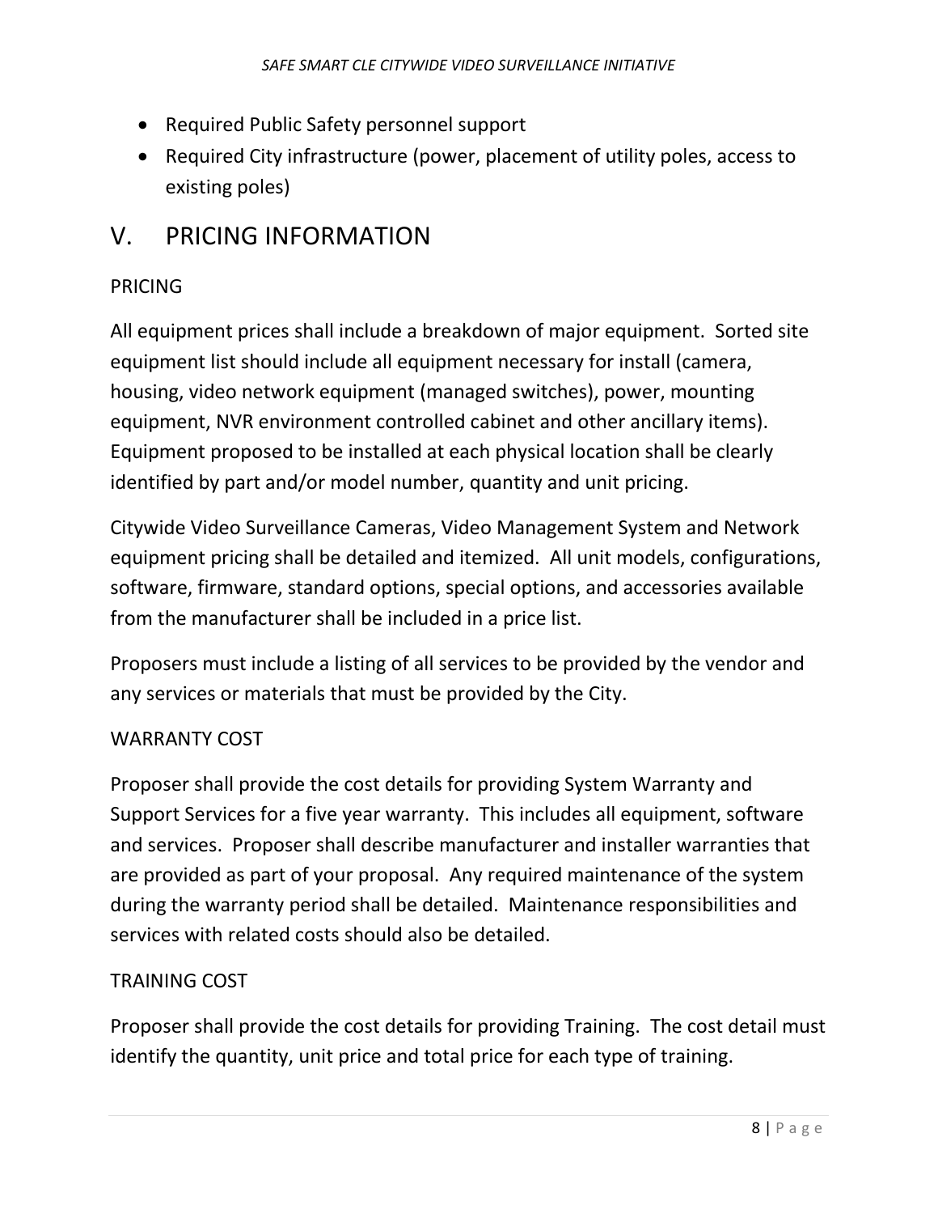- Required Public Safety personnel support
- Required City infrastructure (power, placement of utility poles, access to existing poles)

# V. PRICING INFORMATION

## PRICING

All equipment prices shall include a breakdown of major equipment. Sorted site equipment list should include all equipment necessary for install (camera, housing, video network equipment (managed switches), power, mounting equipment, NVR environment controlled cabinet and other ancillary items). Equipment proposed to be installed at each physical location shall be clearly identified by part and/or model number, quantity and unit pricing.

Citywide Video Surveillance Cameras, Video Management System and Network equipment pricing shall be detailed and itemized. All unit models, configurations, software, firmware, standard options, special options, and accessories available from the manufacturer shall be included in a price list.

Proposers must include a listing of all services to be provided by the vendor and any services or materials that must be provided by the City.

## WARRANTY COST

Proposer shall provide the cost details for providing System Warranty and Support Services for a five year warranty. This includes all equipment, software and services. Proposer shall describe manufacturer and installer warranties that are provided as part of your proposal. Any required maintenance of the system during the warranty period shall be detailed. Maintenance responsibilities and services with related costs should also be detailed.

## TRAINING COST

Proposer shall provide the cost details for providing Training. The cost detail must identify the quantity, unit price and total price for each type of training.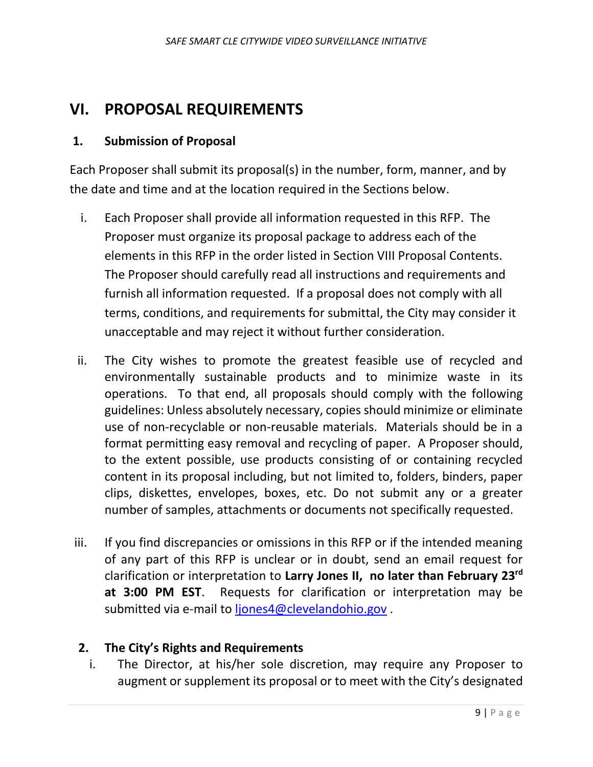# VI. PROPOSAL REQUIREMENTS

## 1. Submission of Proposal

Each Proposer shall submit its proposal(s) in the number, form, manner, and by the date and time and at the location required in the Sections below.

i. Each Proposer shall provide all information requested in this RFP. The Proposer must organize its proposal package to address each of the elements in this RFP in the order listed in Section VIII Proposal Contents. The Proposer should carefully read all instructions and requirements and furnish all information requested. If a proposal does not comply with all terms, conditions, and requirements for submittal, the City may consider it unacceptable and may reject it without further consideration.

ii. The City wishes to promote the greatest feasible use of recycled and environmentally sustainable products and to minimize waste in its operations. To that end, all proposals should comply with the following guidelines: Unless absolutely necessary, copies should minimize or eliminate use of non-recyclable or non-reusable materials. Materials should be in a format permitting easy removal and recycling of paper. A Proposer should, to the extent possible, use products consisting of or containing recycled content in its proposal including, but not limited to, folders, binders, paper clips, diskettes, envelopes, boxes, etc. Do not submit any or a greater number of samples, attachments or documents not specifically requested.

iii. If you find discrepancies or omissions in this RFP or if the intended meaning of any part of this RFP is unclear or in doubt, send an email request for clarification or interpretation to **Larry Jones II, no later than February 23rd at 3:00 PM EST**. Requests for clarification or interpretation may be submitted via e-mail to ljones4@clevelandohio.gov .

## 2. The City's Rights and Requirements

i. The Director, at his/her sole discretion, may require any Proposer to augment or supplement its proposal or to meet with the City's designated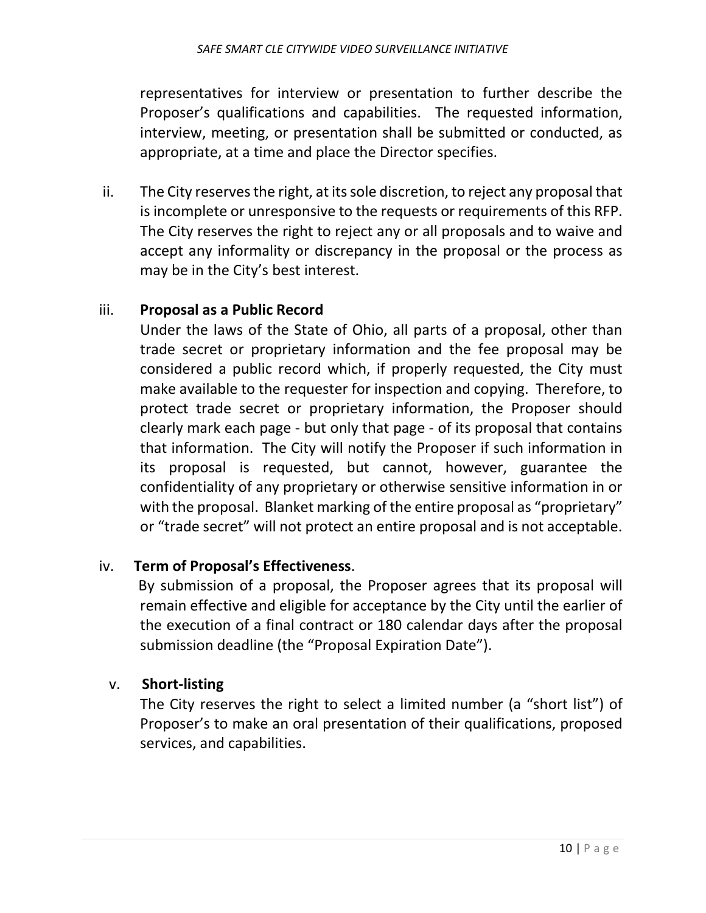representatives for interview or presentation to further describe the Proposer's qualifications and capabilities. The requested information, interview, meeting, or presentation shall be submitted or conducted, as appropriate, at a time and place the Director specifies.

ii. The City reserves the right, at its sole discretion, to reject any proposal that is incomplete or unresponsive to the requests or requirements of this RFP. The City reserves the right to reject any or all proposals and to waive and accept any informality or discrepancy in the proposal or the process as may be in the City's best interest.

iii. **Proposal as a Public Record**

Under the laws of the State of Ohio, all parts of a proposal, other than trade secret or proprietary information and the fee proposal may be considered a public record which, if properly requested, the City must make available to the requester for inspection and copying. Therefore, to protect trade secret or proprietary information, the Proposer should clearly mark each page - but only that page - of its proposal that contains that information. The City will notify the Proposer if such information in its proposal is requested, but cannot, however, guarantee the confidentiality of any proprietary or otherwise sensitive information in or with the proposal. Blanket marking of the entire proposal as "proprietary" or "trade secret" will not protect an entire proposal and is not acceptable.

iv. **Term of Proposal's Effectiveness**.

By submission of a proposal, the Proposer agrees that its proposal will remain effective and eligible for acceptance by the City until the earlier of the execution of a final contract or 180 calendar days after the proposal submission deadline (the "Proposal Expiration Date").

v. **Short-listing**

The City reserves the right to select a limited number (a "short list") of Proposer's to make an oral presentation of their qualifications, proposed services, and capabilities.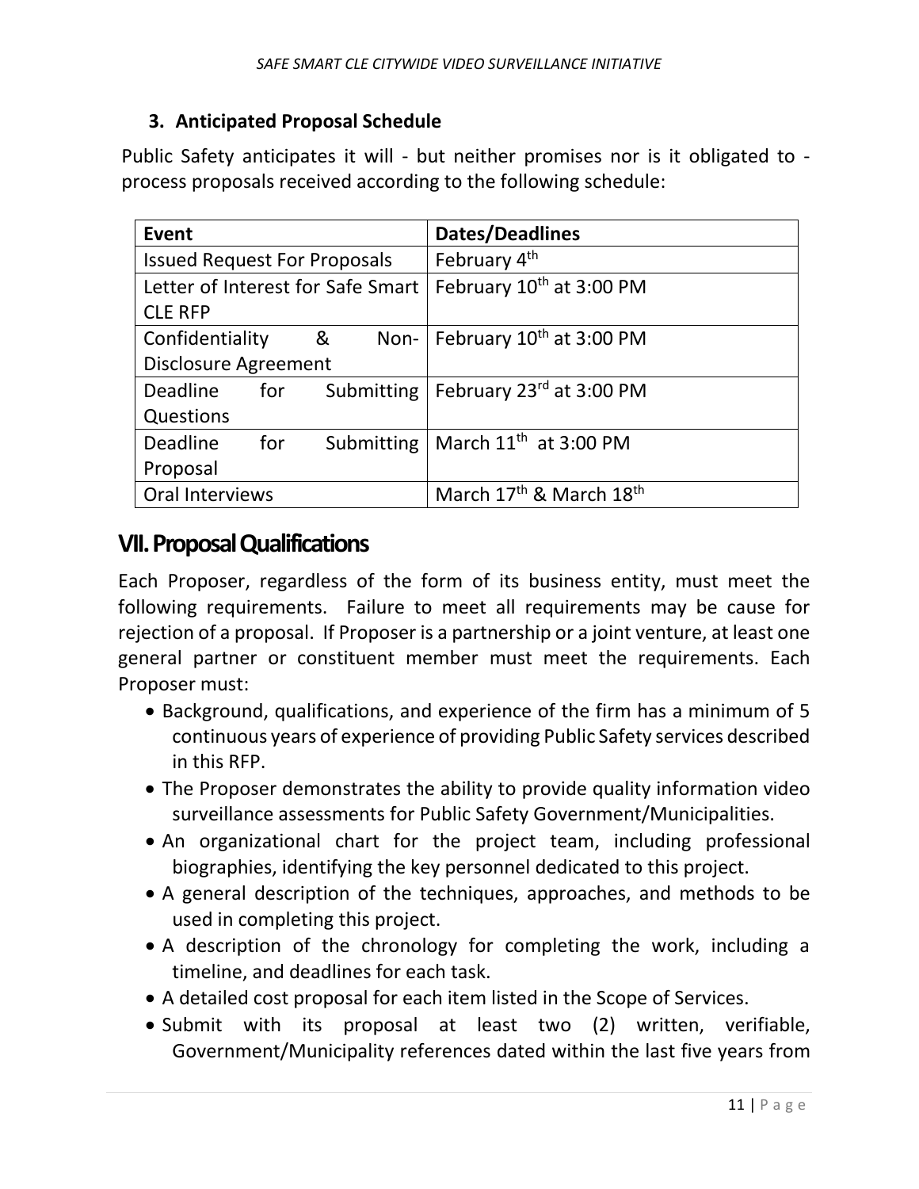### 3. Anticipated Proposal Schedule

Public Safety anticipates it will - but neither promises nor is it obligated to - process proposals received according to the following schedule:

| Event | Dates/Deadlines |
|---|---|
| Issued Request For Proposals | February 4th |
| Letter of Interest for Safe Smart CLE RFP | February 10th at 3:00 PM |
| Confidentiality & Non-Disclosure Agreement | February 10th at 3:00 PM |
| Deadline for Submitting Questions | February 23rd at 3:00 PM |
| Deadline for Submitting Proposal | March 11th at 3:00 PM |
| Oral Interviews | March 17th & March 18th |

## VII. Proposal Qualifications

Each Proposer, regardless of the form of its business entity, must meet the following requirements. Failure to meet all requirements may be cause for rejection of a proposal. If Proposer is a partnership or a joint venture, at least one general partner or constituent member must meet the requirements. Each Proposer must:

- Background, qualifications, and experience of the firm has a minimum of 5 continuous years of experience of providing Public Safety services described in this RFP.
- The Proposer demonstrates the ability to provide quality information video surveillance assessments for Public Safety Government/Municipalities.
- An organizational chart for the project team, including professional biographies, identifying the key personnel dedicated to this project.
- A general description of the techniques, approaches, and methods to be used in completing this project.
- A description of the chronology for completing the work, including a timeline, and deadlines for each task.
- A detailed cost proposal for each item listed in the Scope of Services.
- Submit with its proposal at least two (2) written, verifiable, Government/Municipality references dated within the last five years from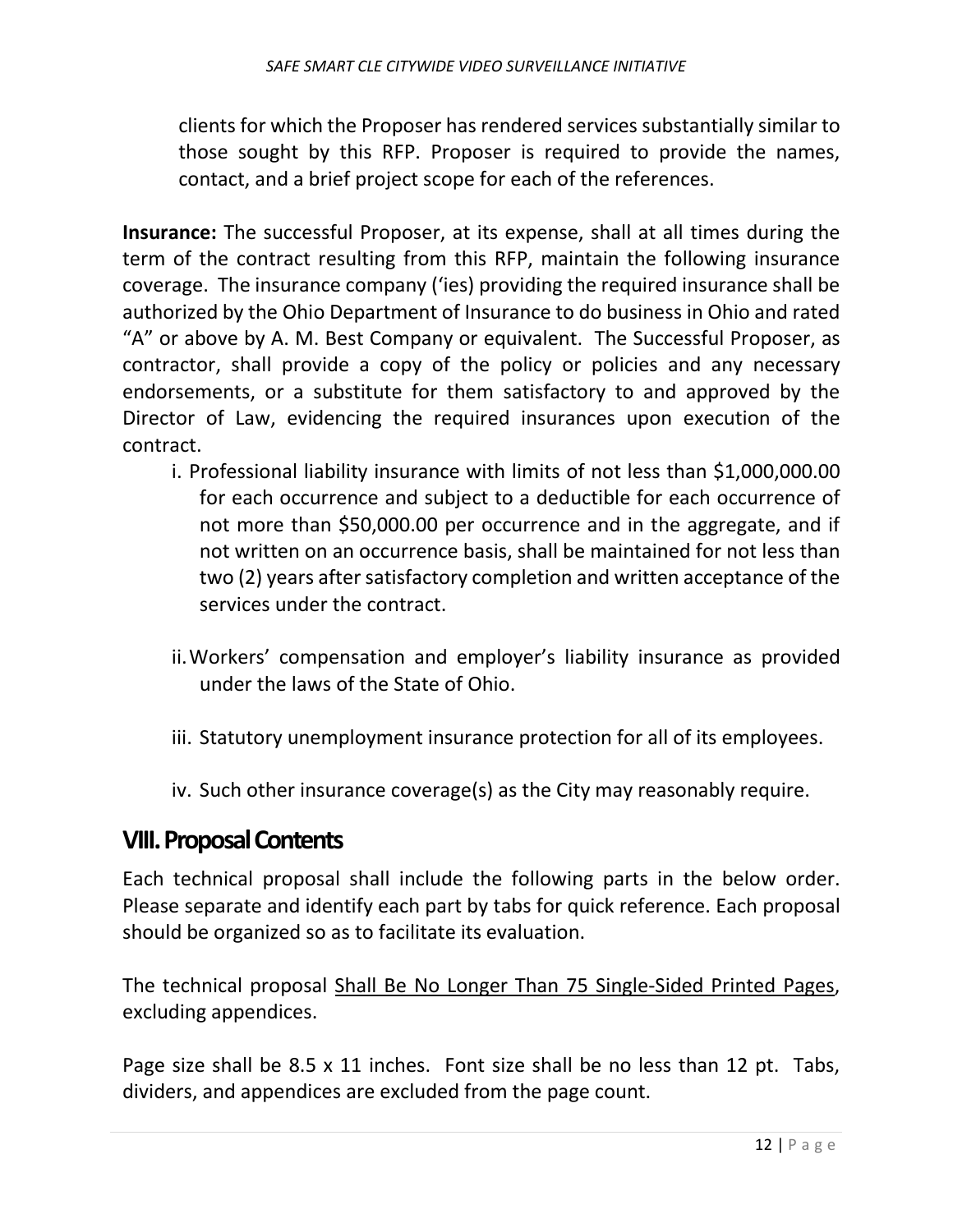clients for which the Proposer has rendered services substantially similar to those sought by this RFP. Proposer is required to provide the names, contact, and a brief project scope for each of the references.

**Insurance:** The successful Proposer, at its expense, shall at all times during the term of the contract resulting from this RFP, maintain the following insurance coverage. The insurance company (‘ies) providing the required insurance shall be authorized by the Ohio Department of Insurance to do business in Ohio and rated “A” or above by A. M. Best Company or equivalent. The Successful Proposer, as contractor, shall provide a copy of the policy or policies and any necessary endorsements, or a substitute for them satisfactory to and approved by the Director of Law, evidencing the required insurances upon execution of the contract.

i. Professional liability insurance with limits of not less than $1,000,000.00 for each occurrence and subject to a deductible for each occurrence of not more than $50,000.00 per occurrence and in the aggregate, and if not written on an occurrence basis, shall be maintained for not less than two (2) years after satisfactory completion and written acceptance of the services under the contract.

ii. Workers’ compensation and employer’s liability insurance as provided under the laws of the State of Ohio.

iii. Statutory unemployment insurance protection for all of its employees.

iv. Such other insurance coverage(s) as the City may reasonably require.

## VIII. Proposal Contents

Each technical proposal shall include the following parts in the below order. Please separate and identify each part by tabs for quick reference. Each proposal should be organized so as to facilitate its evaluation.

The technical proposal <u>Shall Be No Longer Than 75 Single-Sided Printed Pages</u>, excluding appendices.

Page size shall be 8.5 x 11 inches. Font size shall be no less than 12 pt. Tabs, dividers, and appendices are excluded from the page count.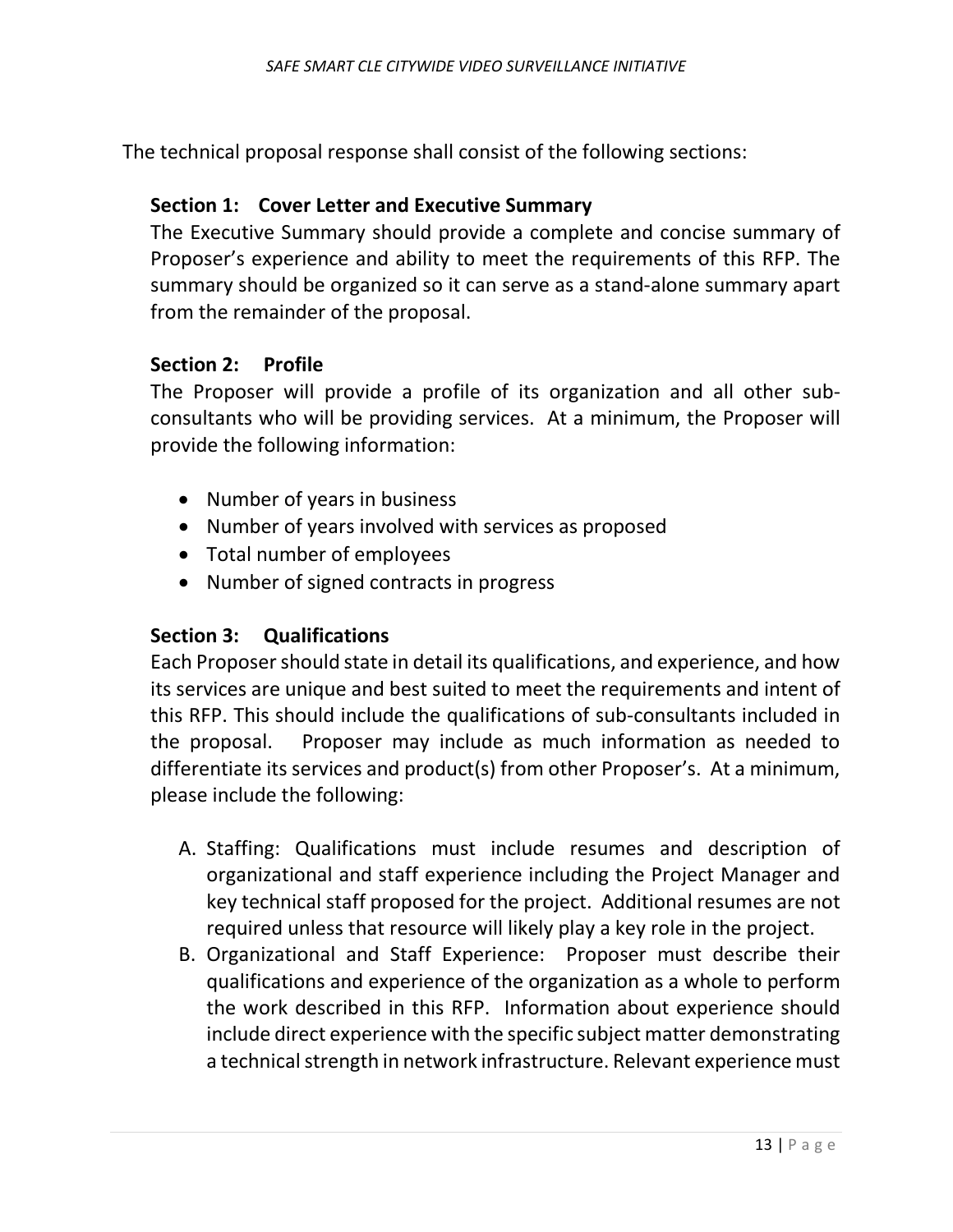The technical proposal response shall consist of the following sections:

### Section 1: Cover Letter and Executive Summary

The Executive Summary should provide a complete and concise summary of Proposer's experience and ability to meet the requirements of this RFP. The summary should be organized so it can serve as a stand-alone summary apart from the remainder of the proposal.

### Section 2: Profile

The Proposer will provide a profile of its organization and all other sub-consultants who will be providing services. At a minimum, the Proposer will provide the following information:

- Number of years in business
- Number of years involved with services as proposed
- Total number of employees
- Number of signed contracts in progress

### Section 3: Qualifications

Each Proposer should state in detail its qualifications, and experience, and how its services are unique and best suited to meet the requirements and intent of this RFP. This should include the qualifications of sub-consultants included in the proposal. Proposer may include as much information as needed to differentiate its services and product(s) from other Proposer's. At a minimum, please include the following:

A. Staffing: Qualifications must include resumes and description of organizational and staff experience including the Project Manager and key technical staff proposed for the project. Additional resumes are not required unless that resource will likely play a key role in the project.
B. Organizational and Staff Experience: Proposer must describe their qualifications and experience of the organization as a whole to perform the work described in this RFP. Information about experience should include direct experience with the specific subject matter demonstrating a technical strength in network infrastructure. Relevant experience must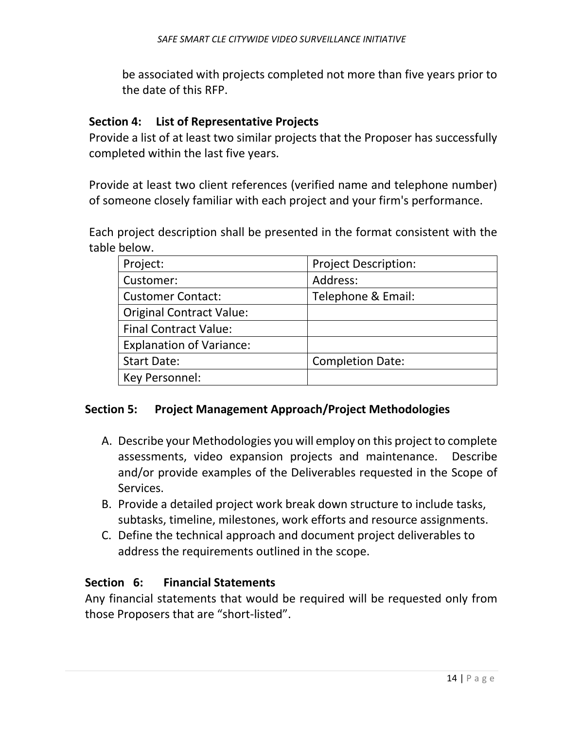be associated with projects completed not more than five years prior to the date of this RFP.

## Section 4: List of Representative Projects

Provide a list of at least two similar projects that the Proposer has successfully completed within the last five years.

Provide at least two client references (verified name and telephone number) of someone closely familiar with each project and your firm's performance.

Each project description shall be presented in the format consistent with the table below.

| Project: | Project Description: |
|---|---|
| Customer: | Address: |
| Customer Contact: | Telephone & Email: |
| Original Contract Value: | |
| Final Contract Value: | |
| Explanation of Variance: | |
| Start Date: | Completion Date: |
| Key Personnel: | |

## Section 5: Project Management Approach/Project Methodologies

A. Describe your Methodologies you will employ on this project to complete assessments, video expansion projects and maintenance. Describe and/or provide examples of the Deliverables requested in the Scope of Services.
B. Provide a detailed project work break down structure to include tasks, subtasks, timeline, milestones, work efforts and resource assignments.
C. Define the technical approach and document project deliverables to address the requirements outlined in the scope.

## Section 6: Financial Statements

Any financial statements that would be required will be requested only from those Proposers that are "short-listed".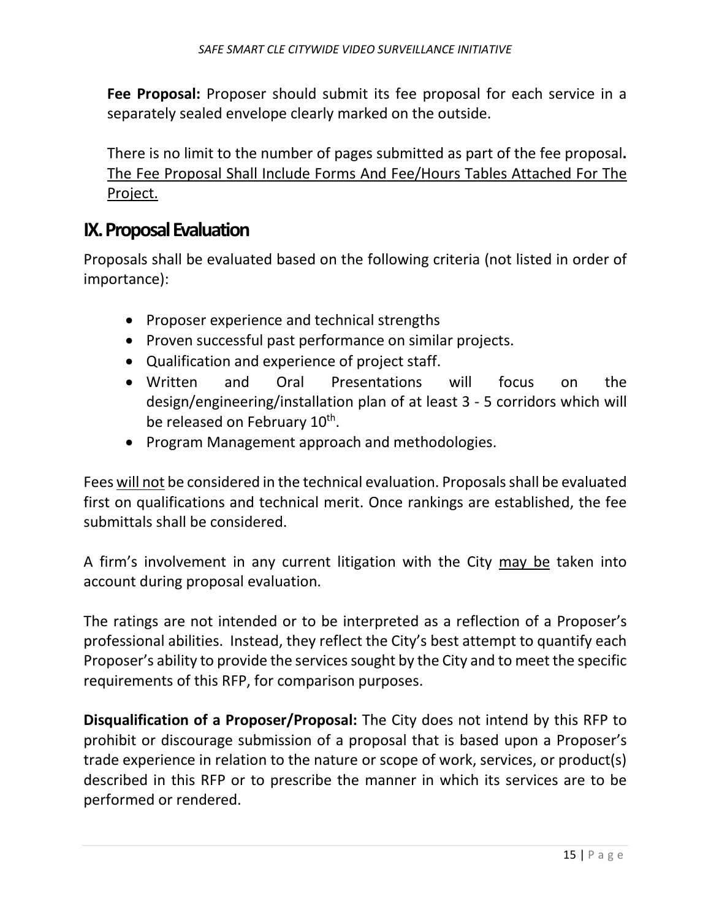**Fee Proposal:** Proposer should submit its fee proposal for each service in a separately sealed envelope clearly marked on the outside.

There is no limit to the number of pages submitted as part of the fee proposal**.** The Fee Proposal Shall Include Forms And Fee/Hours Tables Attached For The Project.

## IX. Proposal Evaluation

Proposals shall be evaluated based on the following criteria (not listed in order of importance):

- Proposer experience and technical strengths
- Proven successful past performance on similar projects.
- Qualification and experience of project staff.
- Written and Oral Presentations will focus on the design/engineering/installation plan of at least 3 - 5 corridors which will be released on February 10th.
- Program Management approach and methodologies.

Fees will not be considered in the technical evaluation. Proposals shall be evaluated first on qualifications and technical merit. Once rankings are established, the fee submittals shall be considered.

A firm's involvement in any current litigation with the City may be taken into account during proposal evaluation.

The ratings are not intended or to be interpreted as a reflection of a Proposer's professional abilities. Instead, they reflect the City's best attempt to quantify each Proposer's ability to provide the services sought by the City and to meet the specific requirements of this RFP, for comparison purposes.

**Disqualification of a Proposer/Proposal:** The City does not intend by this RFP to prohibit or discourage submission of a proposal that is based upon a Proposer's trade experience in relation to the nature or scope of work, services, or product(s) described in this RFP or to prescribe the manner in which its services are to be performed or rendered.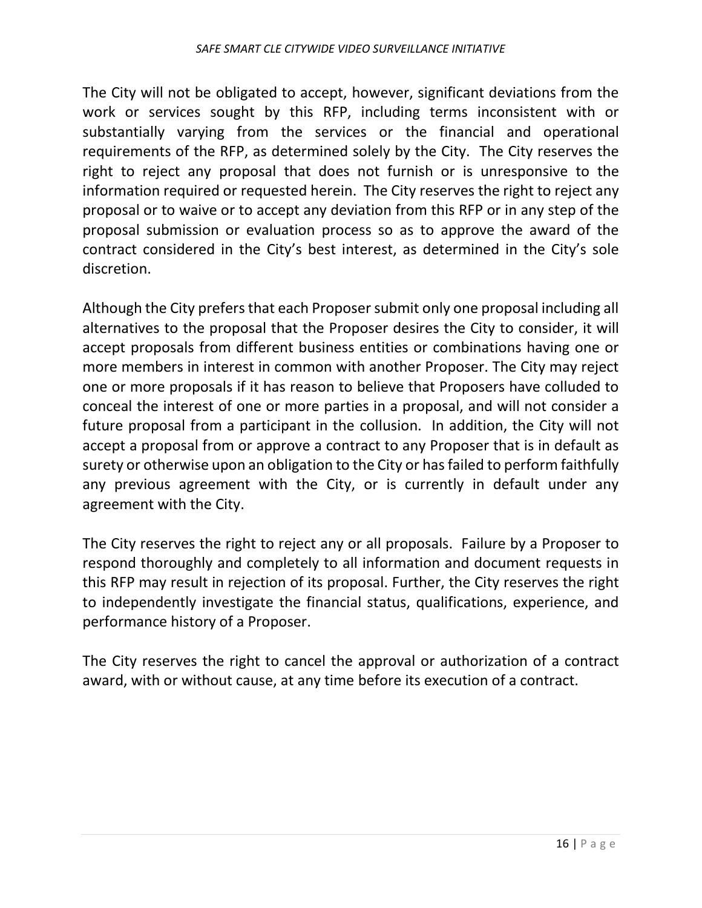The City will not be obligated to accept, however, significant deviations from the work or services sought by this RFP, including terms inconsistent with or substantially varying from the services or the financial and operational requirements of the RFP, as determined solely by the City. The City reserves the right to reject any proposal that does not furnish or is unresponsive to the information required or requested herein. The City reserves the right to reject any proposal or to waive or to accept any deviation from this RFP or in any step of the proposal submission or evaluation process so as to approve the award of the contract considered in the City's best interest, as determined in the City's sole discretion.

Although the City prefers that each Proposer submit only one proposal including all alternatives to the proposal that the Proposer desires the City to consider, it will accept proposals from different business entities or combinations having one or more members in interest in common with another Proposer. The City may reject one or more proposals if it has reason to believe that Proposers have colluded to conceal the interest of one or more parties in a proposal, and will not consider a future proposal from a participant in the collusion. In addition, the City will not accept a proposal from or approve a contract to any Proposer that is in default as surety or otherwise upon an obligation to the City or has failed to perform faithfully any previous agreement with the City, or is currently in default under any agreement with the City.

The City reserves the right to reject any or all proposals. Failure by a Proposer to respond thoroughly and completely to all information and document requests in this RFP may result in rejection of its proposal. Further, the City reserves the right to independently investigate the financial status, qualifications, experience, and performance history of a Proposer.

The City reserves the right to cancel the approval or authorization of a contract award, with or without cause, at any time before its execution of a contract.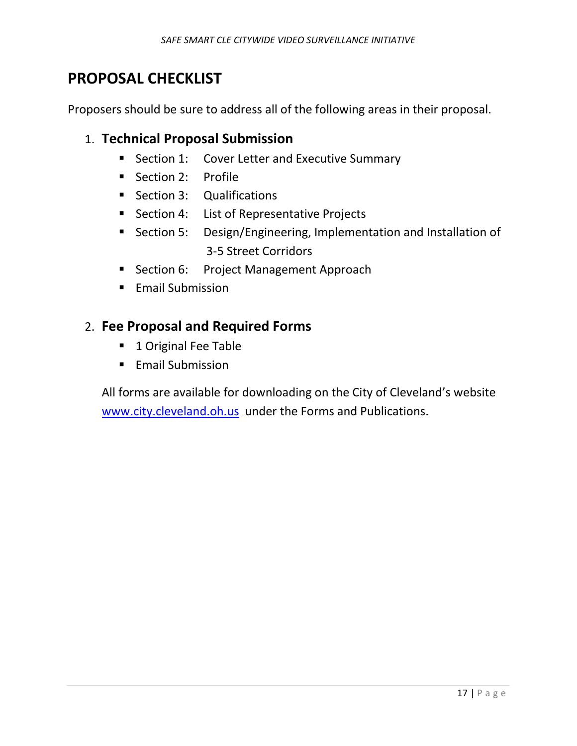## PROPOSAL CHECKLIST

Proposers should be sure to address all of the following areas in their proposal.

1. **Technical Proposal Submission**
   - Section 1: Cover Letter and Executive Summary
   - Section 2: Profile
   - Section 3: Qualifications
   - Section 4: List of Representative Projects
   - Section 5: Design/Engineering, Implementation and Installation of 3-5 Street Corridors
   - Section 6: Project Management Approach
   - Email Submission

2. **Fee Proposal and Required Forms**
   - 1 Original Fee Table
   - Email Submission

   All forms are available for downloading on the City of Cleveland's website www.city.cleveland.oh.us under the Forms and Publications.